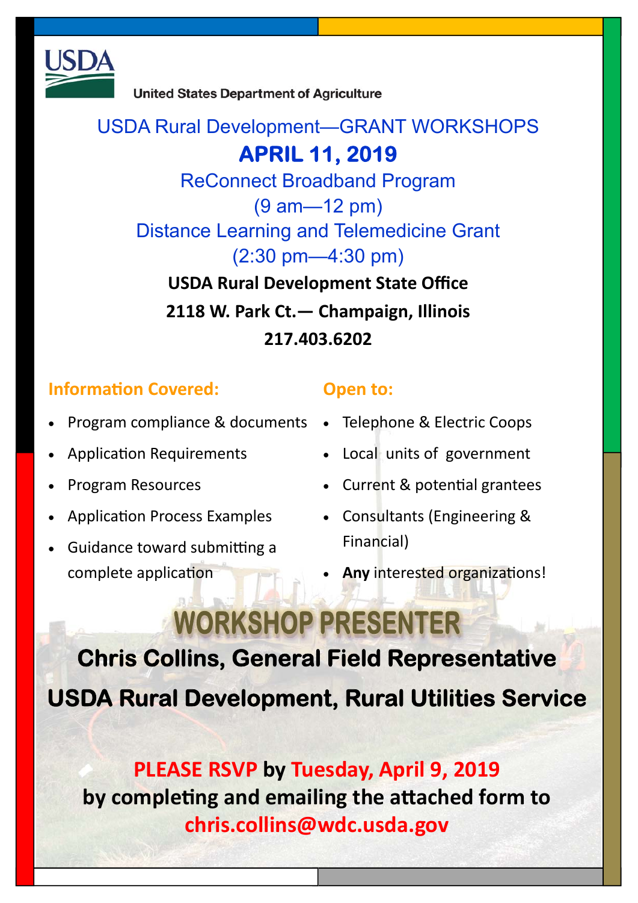United States Department of Agriculture

# USDA Rural Development—GRANT WORKSHOPS

## APRIL 11, 2019

ReConnect Broadband Program
(9 am—12 pm)

Distance Learning and Telemedicine Grant
(2:30 pm—4:30 pm)

**USDA Rural Development State Office**

**2118 W. Park Ct.— Champaign, Illinois**

**217.403.6202**

### Information Covered:

- Program compliance & documents
- Application Requirements
- Program Resources
- Application Process Examples
- Guidance toward submitting a complete application

### Open to:

- Telephone & Electric Coops
- Local units of government
- Current & potential grantees
- Consultants (Engineering & Financial)
- **Any** interested organizations!

## WORKSHOP PRESENTER

**Chris Collins, General Field Representative**

**USDA Rural Development, Rural Utilities Service**

**PLEASE RSVP by Tuesday, April 9, 2019**
**by completing and emailing the attached form to**
**chris.collins@wdc.usda.gov**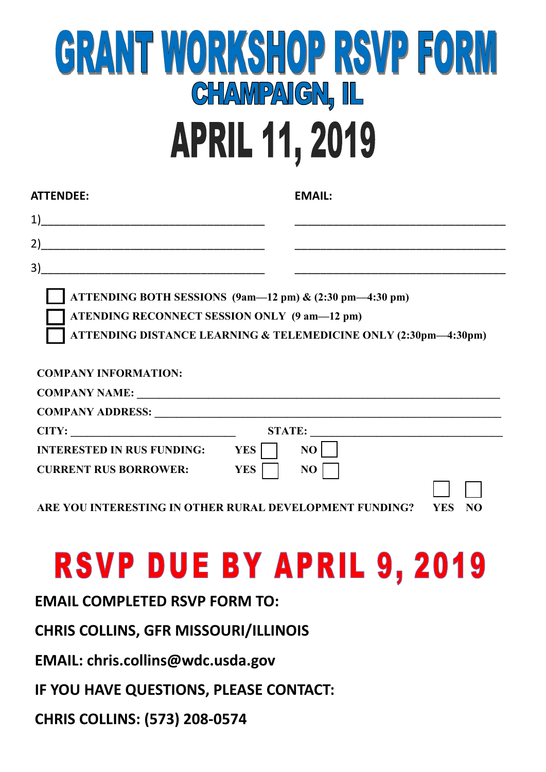# GRANT WORKSHOP RSVP FORM

## CHAMPAIGN, IL

# APRIL 11, 2019

**ATTENDEE:** **EMAIL:**

1)______________________________________ ____________________________________

2)______________________________________ ____________________________________

3)______________________________________ ____________________________________

☐ **ATTENDING BOTH SESSIONS (9am—12 pm) & (2:30 pm—4:30 pm)**

☐ **ATENDING RECONNECT SESSION ONLY (9 am—12 pm)**

☐ **ATTENDING DISTANCE LEARNING & TELEMEDICINE ONLY (2:30pm—4:30pm)**

**COMPANY INFORMATION:**

**COMPANY NAME:** ________________________________________________________________

**COMPANY ADDRESS:** _____________________________________________________________

**CITY:** ______________________________ **STATE:** ___________________________________

**INTERESTED IN RUS FUNDING:** **YES** ☐ **NO** ☐

**CURRENT RUS BORROWER:** **YES** ☐ **NO** ☐

**ARE YOU INTERESTING IN OTHER RURAL DEVELOPMENT FUNDING?** **YES** ☐ **NO** ☐

# RSVP DUE BY APRIL 9, 2019

**EMAIL COMPLETED RSVP FORM TO:**

**CHRIS COLLINS, GFR MISSOURI/ILLINOIS**

**EMAIL: chris.collins@wdc.usda.gov**

**IF YOU HAVE QUESTIONS, PLEASE CONTACT:**

**CHRIS COLLINS: (573) 208-0574**